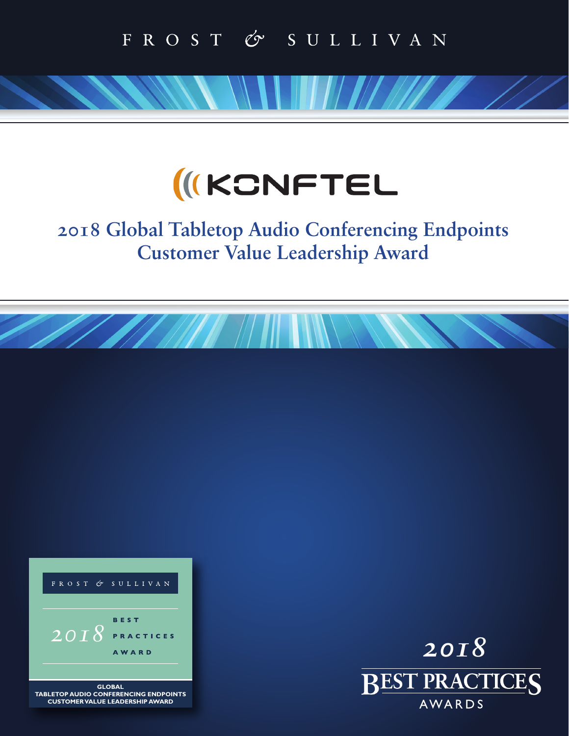FROST & SULLIVAN

KONFTEL

# 2018 Global Tabletop Audio Conferencing Endpoints Customer Value Leadership Award

FROST & SULLIVAN

2018 BEST PRACTICES AWARD

GLOBAL
TABLETOP AUDIO CONFERENCING ENDPOINTS
CUSTOMER VALUE LEADERSHIP AWARD

2018
BEST PRACTICES
AWARDS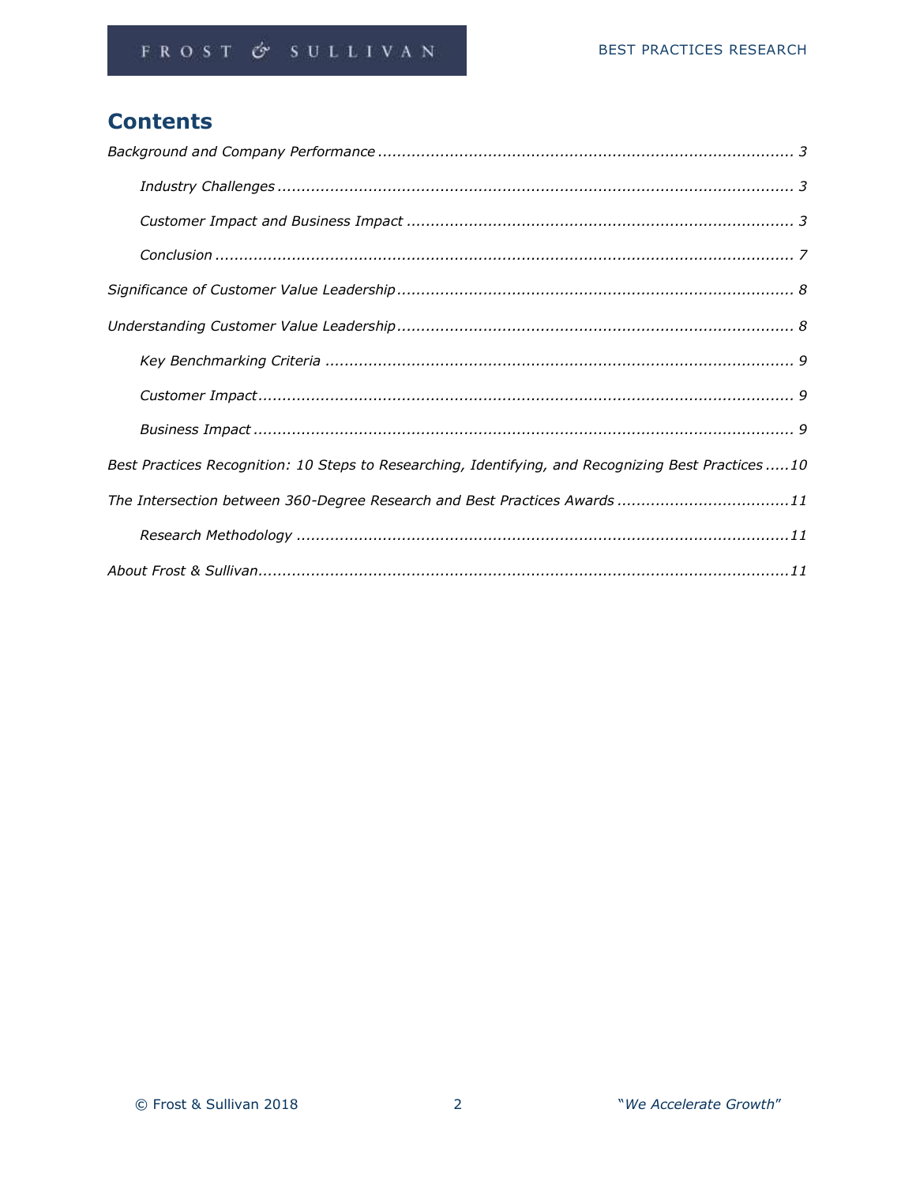# Contents

*Background and Company Performance ...................................................................................... 3*

*Industry Challenges ........................................................................................................... 3*

*Customer Impact and Business Impact ................................................................................ 3*

*Conclusion ......................................................................................................................... 7*

*Significance of Customer Value Leadership .................................................................................. 8*

*Understanding Customer Value Leadership .................................................................................. 8*

*Key Benchmarking Criteria ................................................................................................. 9*

*Customer Impact ................................................................................................................ 9*

*Business Impact ................................................................................................................. 9*

*Best Practices Recognition: 10 Steps to Researching, Identifying, and Recognizing Best Practices .....10*

*The Intersection between 360-Degree Research and Best Practices Awards ....................................11*

*Research Methodology ......................................................................................................11*

*About Frost & Sullivan.............................................................................................................11*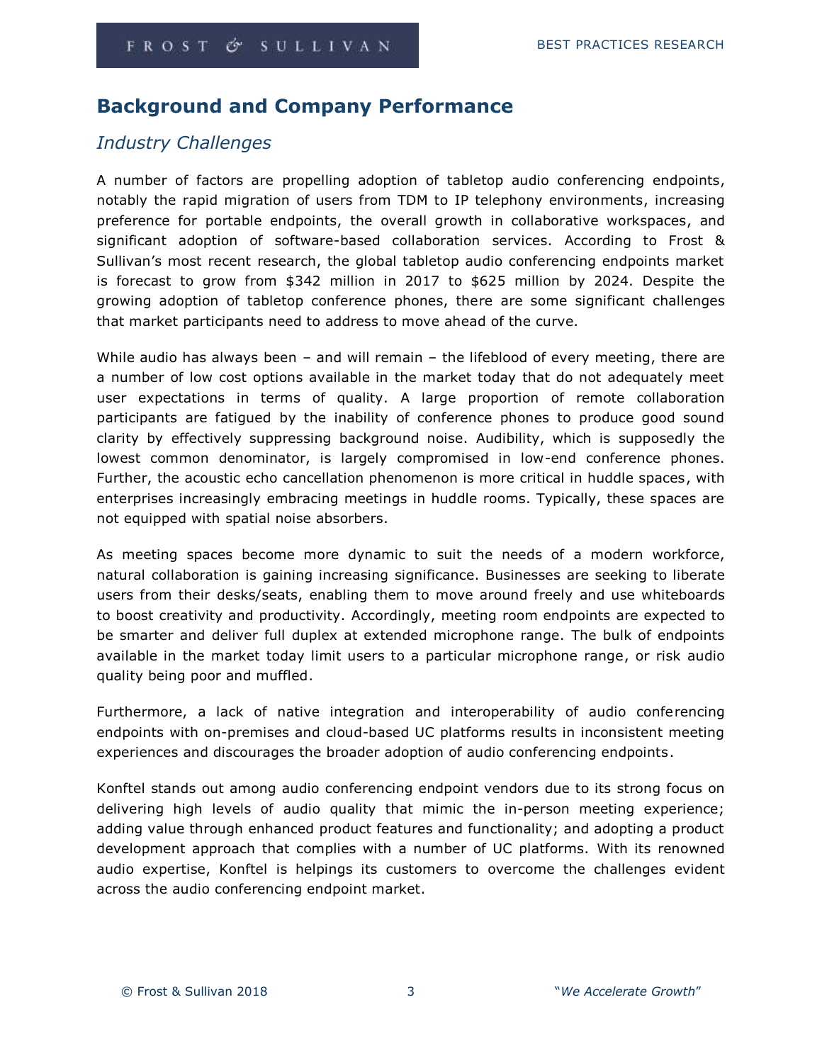## Background and Company Performance

### *Industry Challenges*

A number of factors are propelling adoption of tabletop audio conferencing endpoints, notably the rapid migration of users from TDM to IP telephony environments, increasing preference for portable endpoints, the overall growth in collaborative workspaces, and significant adoption of software-based collaboration services. According to Frost & Sullivan's most recent research, the global tabletop audio conferencing endpoints market is forecast to grow from $342 million in 2017 to $625 million by 2024. Despite the growing adoption of tabletop conference phones, there are some significant challenges that market participants need to address to move ahead of the curve.

While audio has always been – and will remain – the lifeblood of every meeting, there are a number of low cost options available in the market today that do not adequately meet user expectations in terms of quality. A large proportion of remote collaboration participants are fatigued by the inability of conference phones to produce good sound clarity by effectively suppressing background noise. Audibility, which is supposedly the lowest common denominator, is largely compromised in low-end conference phones. Further, the acoustic echo cancellation phenomenon is more critical in huddle spaces, with enterprises increasingly embracing meetings in huddle rooms. Typically, these spaces are not equipped with spatial noise absorbers.

As meeting spaces become more dynamic to suit the needs of a modern workforce, natural collaboration is gaining increasing significance. Businesses are seeking to liberate users from their desks/seats, enabling them to move around freely and use whiteboards to boost creativity and productivity. Accordingly, meeting room endpoints are expected to be smarter and deliver full duplex at extended microphone range. The bulk of endpoints available in the market today limit users to a particular microphone range, or risk audio quality being poor and muffled.

Furthermore, a lack of native integration and interoperability of audio conferencing endpoints with on-premises and cloud-based UC platforms results in inconsistent meeting experiences and discourages the broader adoption of audio conferencing endpoints.

Konftel stands out among audio conferencing endpoint vendors due to its strong focus on delivering high levels of audio quality that mimic the in-person meeting experience; adding value through enhanced product features and functionality; and adopting a product development approach that complies with a number of UC platforms. With its renowned audio expertise, Konftel is helpings its customers to overcome the challenges evident across the audio conferencing endpoint market.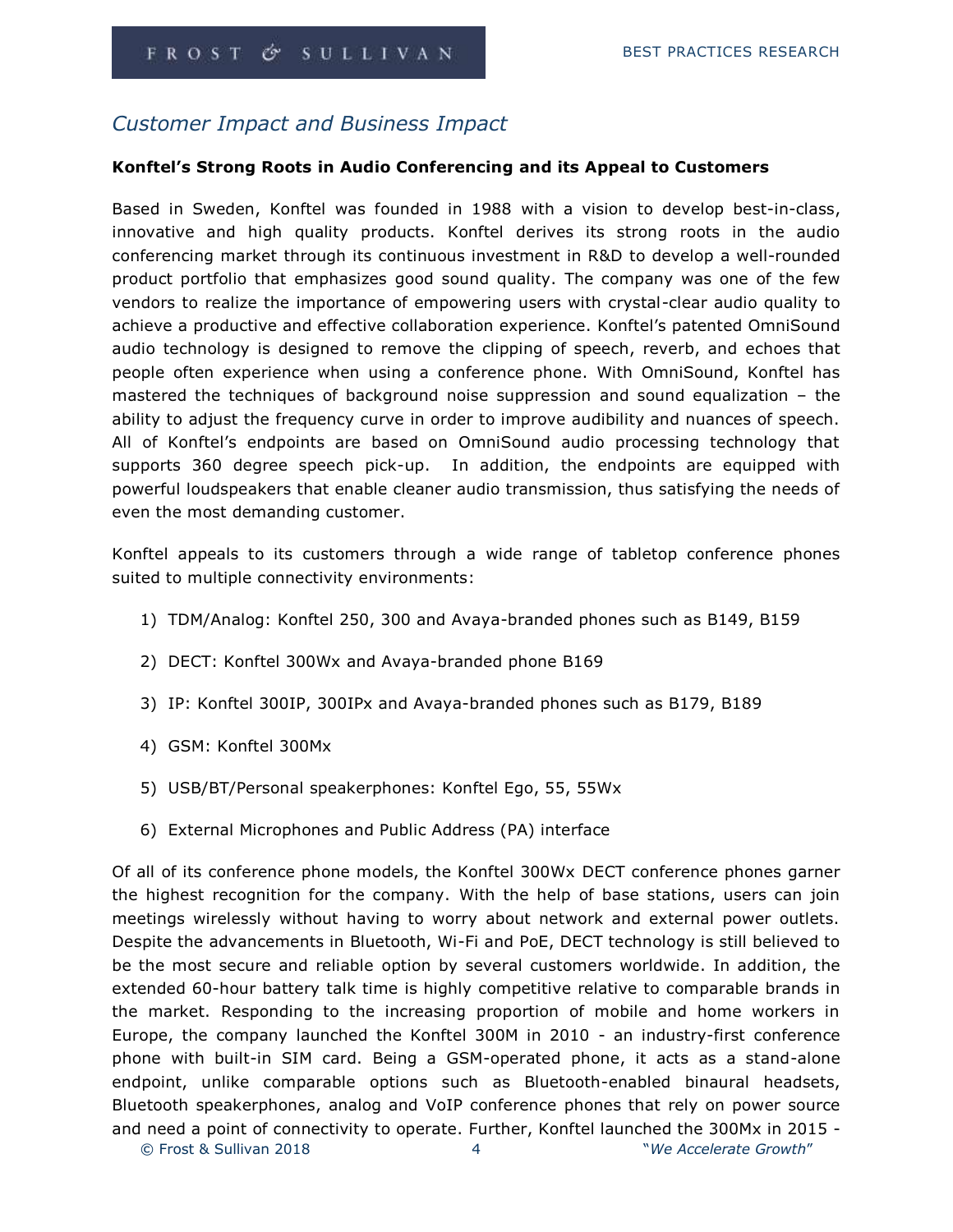## *Customer Impact and Business Impact*

**Konftel's Strong Roots in Audio Conferencing and its Appeal to Customers**

Based in Sweden, Konftel was founded in 1988 with a vision to develop best-in-class, innovative and high quality products. Konftel derives its strong roots in the audio conferencing market through its continuous investment in R&D to develop a well-rounded product portfolio that emphasizes good sound quality. The company was one of the few vendors to realize the importance of empowering users with crystal-clear audio quality to achieve a productive and effective collaboration experience. Konftel's patented OmniSound audio technology is designed to remove the clipping of speech, reverb, and echoes that people often experience when using a conference phone. With OmniSound, Konftel has mastered the techniques of background noise suppression and sound equalization – the ability to adjust the frequency curve in order to improve audibility and nuances of speech. All of Konftel's endpoints are based on OmniSound audio processing technology that supports 360 degree speech pick-up. In addition, the endpoints are equipped with powerful loudspeakers that enable cleaner audio transmission, thus satisfying the needs of even the most demanding customer.

Konftel appeals to its customers through a wide range of tabletop conference phones suited to multiple connectivity environments:

1) TDM/Analog: Konftel 250, 300 and Avaya-branded phones such as B149, B159
2) DECT: Konftel 300Wx and Avaya-branded phone B169
3) IP: Konftel 300IP, 300IPx and Avaya-branded phones such as B179, B189
4) GSM: Konftel 300Mx
5) USB/BT/Personal speakerphones: Konftel Ego, 55, 55Wx
6) External Microphones and Public Address (PA) interface

Of all of its conference phone models, the Konftel 300Wx DECT conference phones garner the highest recognition for the company. With the help of base stations, users can join meetings wirelessly without having to worry about network and external power outlets. Despite the advancements in Bluetooth, Wi-Fi and PoE, DECT technology is still believed to be the most secure and reliable option by several customers worldwide. In addition, the extended 60-hour battery talk time is highly competitive relative to comparable brands in the market. Responding to the increasing proportion of mobile and home workers in Europe, the company launched the Konftel 300M in 2010 - an industry-first conference phone with built-in SIM card. Being a GSM-operated phone, it acts as a stand-alone endpoint, unlike comparable options such as Bluetooth-enabled binaural headsets, Bluetooth speakerphones, analog and VoIP conference phones that rely on power source and need a point of connectivity to operate. Further, Konftel launched the 300Mx in 2015 -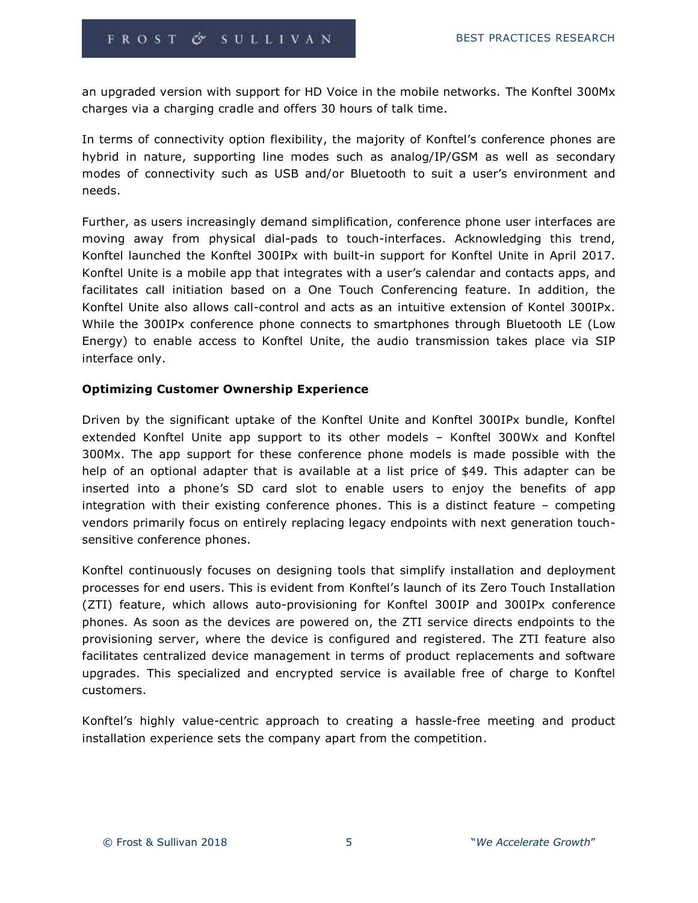an upgraded version with support for HD Voice in the mobile networks. The Konftel 300Mx charges via a charging cradle and offers 30 hours of talk time.

In terms of connectivity option flexibility, the majority of Konftel's conference phones are hybrid in nature, supporting line modes such as analog/IP/GSM as well as secondary modes of connectivity such as USB and/or Bluetooth to suit a user's environment and needs.

Further, as users increasingly demand simplification, conference phone user interfaces are moving away from physical dial-pads to touch-interfaces. Acknowledging this trend, Konftel launched the Konftel 300IPx with built-in support for Konftel Unite in April 2017. Konftel Unite is a mobile app that integrates with a user's calendar and contacts apps, and facilitates call initiation based on a One Touch Conferencing feature. In addition, the Konftel Unite also allows call-control and acts as an intuitive extension of Kontel 300IPx. While the 300IPx conference phone connects to smartphones through Bluetooth LE (Low Energy) to enable access to Konftel Unite, the audio transmission takes place via SIP interface only.

**Optimizing Customer Ownership Experience**

Driven by the significant uptake of the Konftel Unite and Konftel 300IPx bundle, Konftel extended Konftel Unite app support to its other models – Konftel 300Wx and Konftel 300Mx. The app support for these conference phone models is made possible with the help of an optional adapter that is available at a list price of $49. This adapter can be inserted into a phone's SD card slot to enable users to enjoy the benefits of app integration with their existing conference phones. This is a distinct feature – competing vendors primarily focus on entirely replacing legacy endpoints with next generation touch-sensitive conference phones.

Konftel continuously focuses on designing tools that simplify installation and deployment processes for end users. This is evident from Konftel's launch of its Zero Touch Installation (ZTI) feature, which allows auto-provisioning for Konftel 300IP and 300IPx conference phones. As soon as the devices are powered on, the ZTI service directs endpoints to the provisioning server, where the device is configured and registered. The ZTI feature also facilitates centralized device management in terms of product replacements and software upgrades. This specialized and encrypted service is available free of charge to Konftel customers.

Konftel's highly value-centric approach to creating a hassle-free meeting and product installation experience sets the company apart from the competition.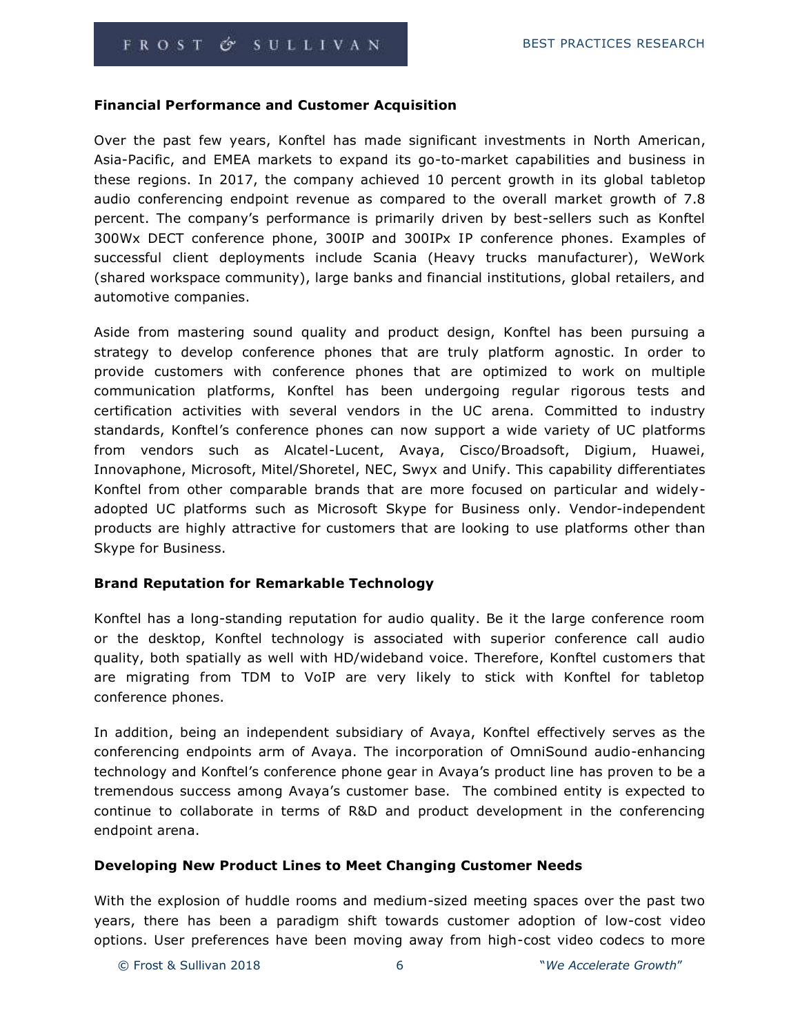**Financial Performance and Customer Acquisition**

Over the past few years, Konftel has made significant investments in North American, Asia-Pacific, and EMEA markets to expand its go-to-market capabilities and business in these regions. In 2017, the company achieved 10 percent growth in its global tabletop audio conferencing endpoint revenue as compared to the overall market growth of 7.8 percent. The company's performance is primarily driven by best-sellers such as Konftel 300Wx DECT conference phone, 300IP and 300IPx IP conference phones. Examples of successful client deployments include Scania (Heavy trucks manufacturer), WeWork (shared workspace community), large banks and financial institutions, global retailers, and automotive companies.

Aside from mastering sound quality and product design, Konftel has been pursuing a strategy to develop conference phones that are truly platform agnostic. In order to provide customers with conference phones that are optimized to work on multiple communication platforms, Konftel has been undergoing regular rigorous tests and certification activities with several vendors in the UC arena. Committed to industry standards, Konftel's conference phones can now support a wide variety of UC platforms from vendors such as Alcatel-Lucent, Avaya, Cisco/Broadsoft, Digium, Huawei, Innovaphone, Microsoft, Mitel/Shoretel, NEC, Swyx and Unify. This capability differentiates Konftel from other comparable brands that are more focused on particular and widely-adopted UC platforms such as Microsoft Skype for Business only. Vendor-independent products are highly attractive for customers that are looking to use platforms other than Skype for Business.

**Brand Reputation for Remarkable Technology**

Konftel has a long-standing reputation for audio quality. Be it the large conference room or the desktop, Konftel technology is associated with superior conference call audio quality, both spatially as well with HD/wideband voice. Therefore, Konftel customers that are migrating from TDM to VoIP are very likely to stick with Konftel for tabletop conference phones.

In addition, being an independent subsidiary of Avaya, Konftel effectively serves as the conferencing endpoints arm of Avaya. The incorporation of OmniSound audio-enhancing technology and Konftel's conference phone gear in Avaya's product line has proven to be a tremendous success among Avaya's customer base. The combined entity is expected to continue to collaborate in terms of R&D and product development in the conferencing endpoint arena.

**Developing New Product Lines to Meet Changing Customer Needs**

With the explosion of huddle rooms and medium-sized meeting spaces over the past two years, there has been a paradigm shift towards customer adoption of low-cost video options. User preferences have been moving away from high-cost video codecs to more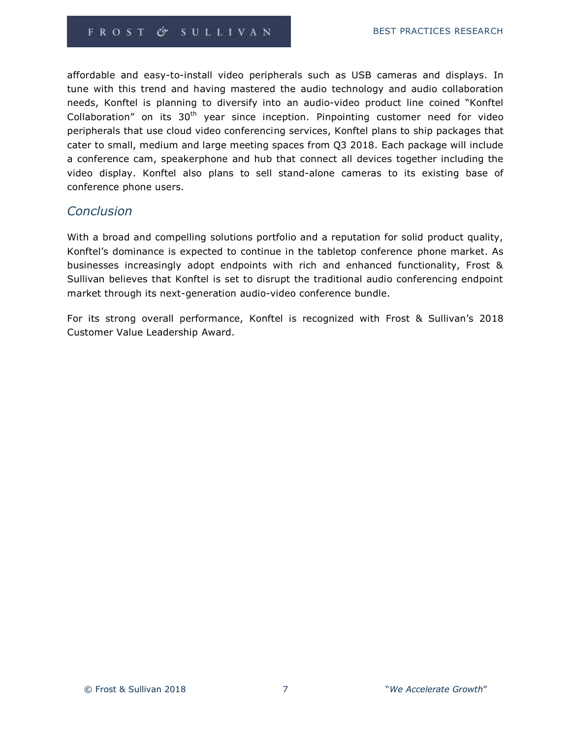affordable and easy-to-install video peripherals such as USB cameras and displays. In tune with this trend and having mastered the audio technology and audio collaboration needs, Konftel is planning to diversify into an audio-video product line coined "Konftel Collaboration" on its 30th year since inception. Pinpointing customer need for video peripherals that use cloud video conferencing services, Konftel plans to ship packages that cater to small, medium and large meeting spaces from Q3 2018. Each package will include a conference cam, speakerphone and hub that connect all devices together including the video display. Konftel also plans to sell stand-alone cameras to its existing base of conference phone users.

## *Conclusion*

With a broad and compelling solutions portfolio and a reputation for solid product quality, Konftel's dominance is expected to continue in the tabletop conference phone market. As businesses increasingly adopt endpoints with rich and enhanced functionality, Frost & Sullivan believes that Konftel is set to disrupt the traditional audio conferencing endpoint market through its next-generation audio-video conference bundle.

For its strong overall performance, Konftel is recognized with Frost & Sullivan's 2018 Customer Value Leadership Award.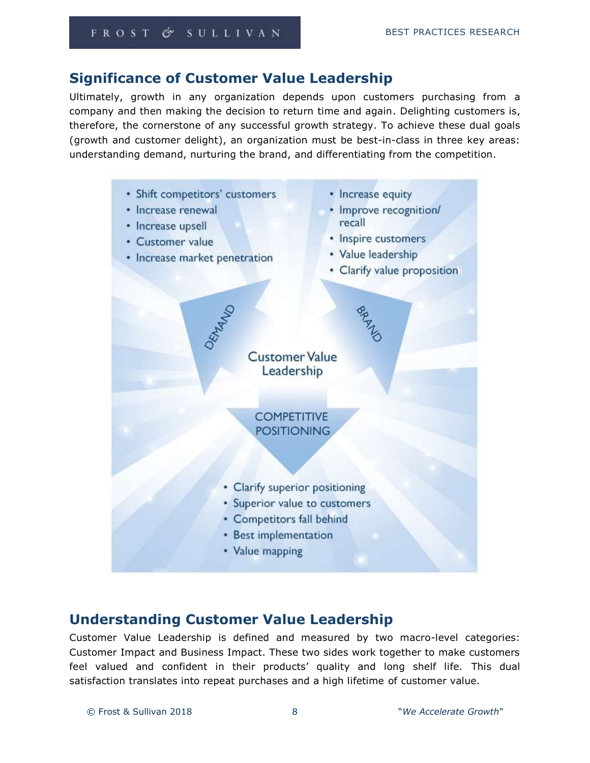## Significance of Customer Value Leadership

Ultimately, growth in any organization depends upon customers purchasing from a company and then making the decision to return time and again. Delighting customers is, therefore, the cornerstone of any successful growth strategy. To achieve these dual goals (growth and customer delight), an organization must be best-in-class in three key areas: understanding demand, nurturing the brand, and differentiating from the competition.

**DEMAND**
- Shift competitors' customers
- Increase renewal
- Increase upsell
- Customer value
- Increase market penetration

**BRAND**
- Increase equity
- Improve recognition/ recall
- Inspire customers
- Value leadership
- Clarify value proposition

**Customer Value Leadership**

**COMPETITIVE POSITIONING**
- Clarify superior positioning
- Superior value to customers
- Competitors fall behind
- Best implementation
- Value mapping

## Understanding Customer Value Leadership

Customer Value Leadership is defined and measured by two macro-level categories: Customer Impact and Business Impact. These two sides work together to make customers feel valued and confident in their products' quality and long shelf life. This dual satisfaction translates into repeat purchases and a high lifetime of customer value.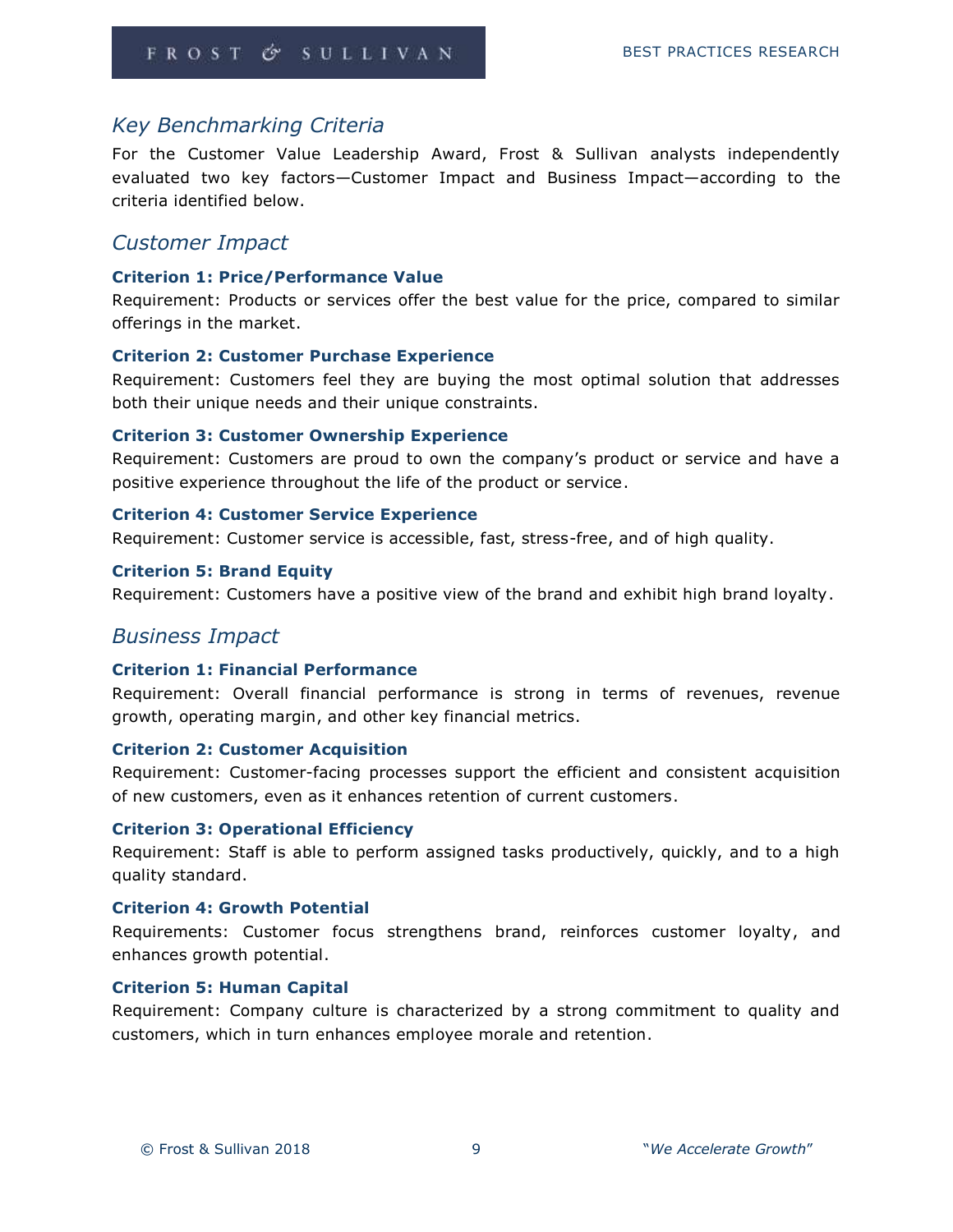## *Key Benchmarking Criteria*

For the Customer Value Leadership Award, Frost & Sullivan analysts independently evaluated two key factors—Customer Impact and Business Impact—according to the criteria identified below.

## *Customer Impact*

**Criterion 1: Price/Performance Value**

Requirement: Products or services offer the best value for the price, compared to similar offerings in the market.

**Criterion 2: Customer Purchase Experience**

Requirement: Customers feel they are buying the most optimal solution that addresses both their unique needs and their unique constraints.

**Criterion 3: Customer Ownership Experience**

Requirement: Customers are proud to own the company's product or service and have a positive experience throughout the life of the product or service.

**Criterion 4: Customer Service Experience**

Requirement: Customer service is accessible, fast, stress-free, and of high quality.

**Criterion 5: Brand Equity**

Requirement: Customers have a positive view of the brand and exhibit high brand loyalty.

## *Business Impact*

**Criterion 1: Financial Performance**

Requirement: Overall financial performance is strong in terms of revenues, revenue growth, operating margin, and other key financial metrics.

**Criterion 2: Customer Acquisition**

Requirement: Customer-facing processes support the efficient and consistent acquisition of new customers, even as it enhances retention of current customers.

**Criterion 3: Operational Efficiency**

Requirement: Staff is able to perform assigned tasks productively, quickly, and to a high quality standard.

**Criterion 4: Growth Potential**

Requirements: Customer focus strengthens brand, reinforces customer loyalty, and enhances growth potential.

**Criterion 5: Human Capital**

Requirement: Company culture is characterized by a strong commitment to quality and customers, which in turn enhances employee morale and retention.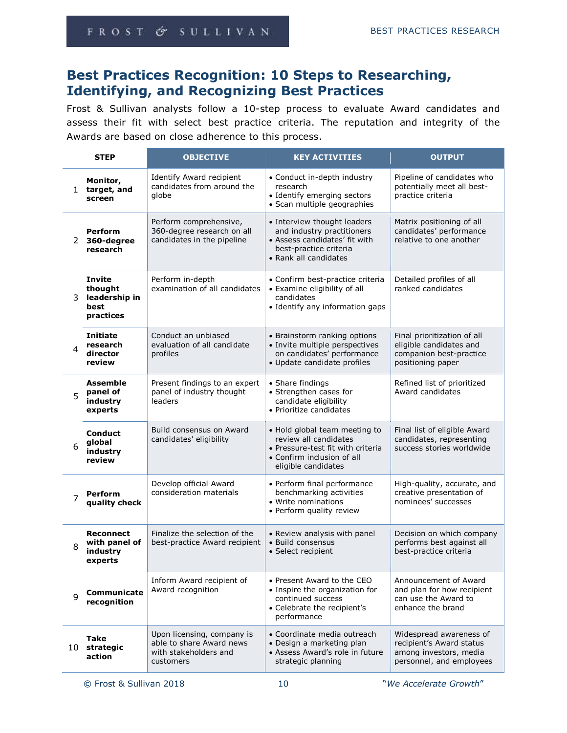## Best Practices Recognition: 10 Steps to Researching, Identifying, and Recognizing Best Practices

Frost & Sullivan analysts follow a 10-step process to evaluate Award candidates and assess their fit with select best practice criteria. The reputation and integrity of the Awards are based on close adherence to this process.

| | STEP | OBJECTIVE | KEY ACTIVITIES | OUTPUT |
|---|---|---|---|---|
| 1 | **Monitor, target, and screen** | Identify Award recipient candidates from around the globe | • Conduct in-depth industry research<br>• Identify emerging sectors<br>• Scan multiple geographies | Pipeline of candidates who potentially meet all best-practice criteria |
| 2 | **Perform 360-degree research** | Perform comprehensive, 360-degree research on all candidates in the pipeline | • Interview thought leaders and industry practitioners<br>• Assess candidates' fit with best-practice criteria<br>• Rank all candidates | Matrix positioning of all candidates' performance relative to one another |
| 3 | **Invite thought leadership in best practices** | Perform in-depth examination of all candidates | • Confirm best-practice criteria<br>• Examine eligibility of all candidates<br>• Identify any information gaps | Detailed profiles of all ranked candidates |
| 4 | **Initiate research director review** | Conduct an unbiased evaluation of all candidate profiles | • Brainstorm ranking options<br>• Invite multiple perspectives on candidates' performance<br>• Update candidate profiles | Final prioritization of all eligible candidates and companion best-practice positioning paper |
| 5 | **Assemble panel of industry experts** | Present findings to an expert panel of industry thought leaders | • Share findings<br>• Strengthen cases for candidate eligibility<br>• Prioritize candidates | Refined list of prioritized Award candidates |
| 6 | **Conduct global industry review** | Build consensus on Award candidates' eligibility | • Hold global team meeting to review all candidates<br>• Pressure-test fit with criteria<br>• Confirm inclusion of all eligible candidates | Final list of eligible Award candidates, representing success stories worldwide |
| 7 | **Perform quality check** | Develop official Award consideration materials | • Perform final performance benchmarking activities<br>• Write nominations<br>• Perform quality review | High-quality, accurate, and creative presentation of nominees' successes |
| 8 | **Reconnect with panel of industry experts** | Finalize the selection of the best-practice Award recipient | • Review analysis with panel<br>• Build consensus<br>• Select recipient | Decision on which company performs best against all best-practice criteria |
| 9 | **Communicate recognition** | Inform Award recipient of Award recognition | • Present Award to the CEO<br>• Inspire the organization for continued success<br>• Celebrate the recipient's performance | Announcement of Award and plan for how recipient can use the Award to enhance the brand |
| 10 | **Take strategic action** | Upon licensing, company is able to share Award news with stakeholders and customers | • Coordinate media outreach<br>• Design a marketing plan<br>• Assess Award's role in future strategic planning | Widespread awareness of recipient's Award status among investors, media personnel, and employees |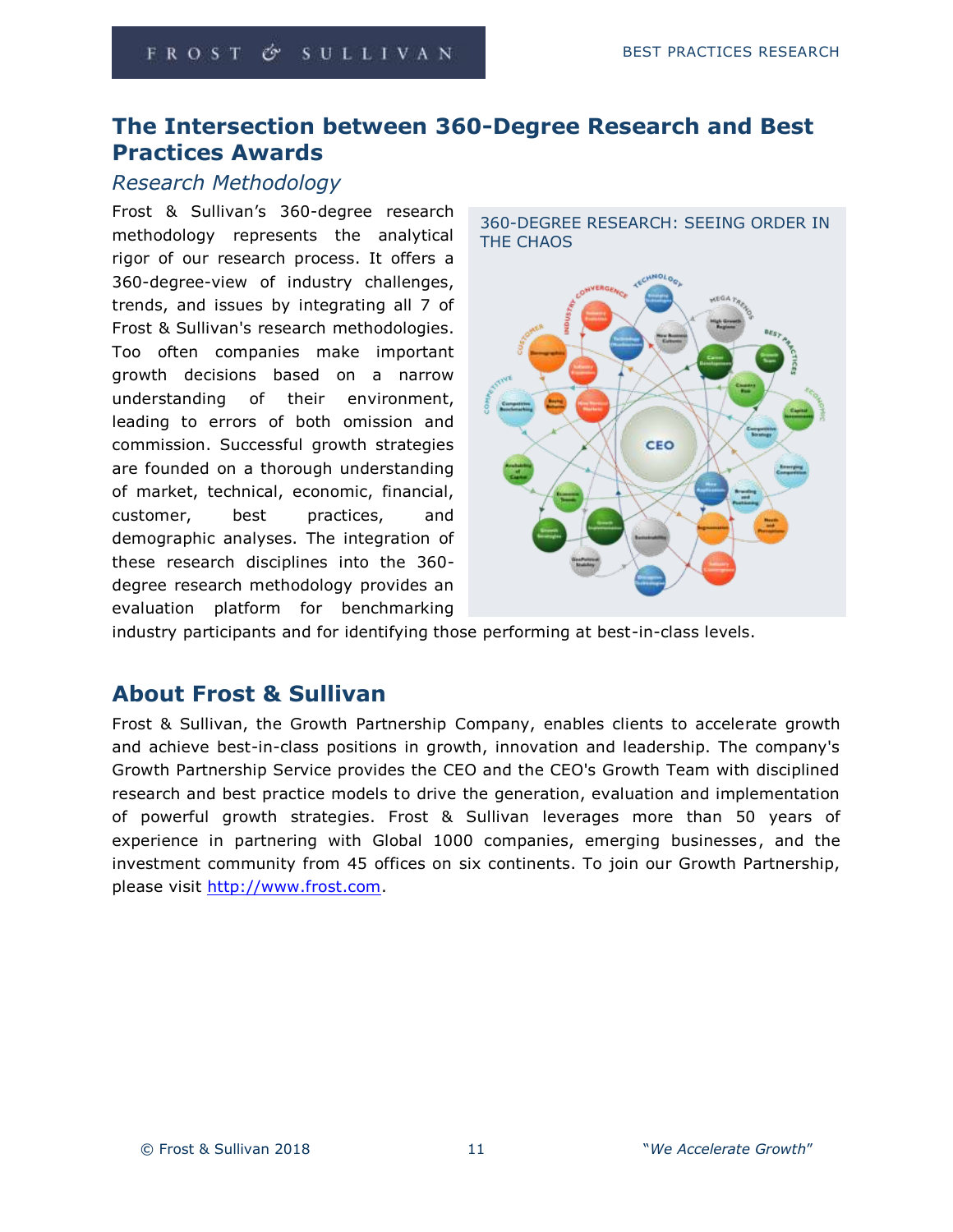## The Intersection between 360-Degree Research and Best Practices Awards

### *Research Methodology*

Frost & Sullivan's 360-degree research methodology represents the analytical rigor of our research process. It offers a 360-degree-view of industry challenges, trends, and issues by integrating all 7 of Frost & Sullivan's research methodologies. Too often companies make important growth decisions based on a narrow understanding of their environment, leading to errors of both omission and commission. Successful growth strategies are founded on a thorough understanding of market, technical, economic, financial, customer, best practices, and demographic analyses. The integration of these research disciplines into the 360-degree research methodology provides an evaluation platform for benchmarking industry participants and for identifying those performing at best-in-class levels.

360-DEGREE RESEARCH: SEEING ORDER IN THE CHAOS

## About Frost & Sullivan

Frost & Sullivan, the Growth Partnership Company, enables clients to accelerate growth and achieve best-in-class positions in growth, innovation and leadership. The company's Growth Partnership Service provides the CEO and the CEO's Growth Team with disciplined research and best practice models to drive the generation, evaluation and implementation of powerful growth strategies. Frost & Sullivan leverages more than 50 years of experience in partnering with Global 1000 companies, emerging businesses, and the investment community from 45 offices on six continents. To join our Growth Partnership, please visit [http://www.frost.com](http://www.frost.com).